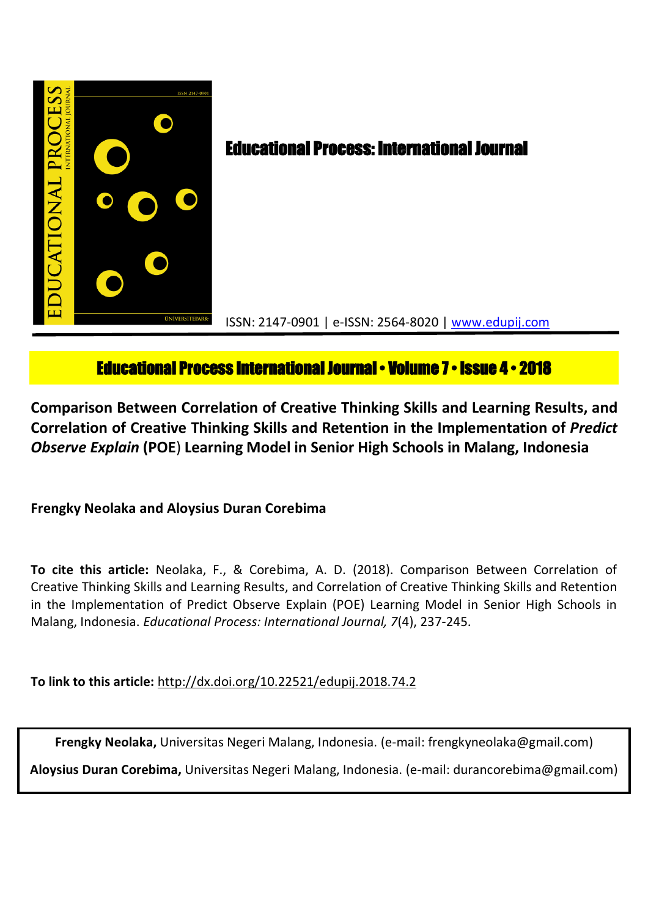# Educational Process: International Journal

ISSN: 2147-0901 | e-ISSN: 2564-8020 | www.edupij.com

## Educational Process International Journal • Volume 7 • Issue 4 • 2018

**Comparison Between Correlation of Creative Thinking Skills and Learning Results, and Correlation of Creative Thinking Skills and Retention in the Implementation of *Predict Observe Explain* (POE) Learning Model in Senior High Schools in Malang, Indonesia**

**Frengky Neolaka and Aloysius Duran Corebima**

**To cite this article:** Neolaka, F., & Corebima, A. D. (2018). Comparison Between Correlation of Creative Thinking Skills and Learning Results, and Correlation of Creative Thinking Skills and Retention in the Implementation of Predict Observe Explain (POE) Learning Model in Senior High Schools in Malang, Indonesia. *Educational Process: International Journal, 7*(4), 237-245.

**To link to this article:** http://dx.doi.org/10.22521/edupij.2018.74.2

**Frengky Neolaka,** Universitas Negeri Malang, Indonesia. (e-mail: frengkyneolaka@gmail.com)

**Aloysius Duran Corebima,** Universitas Negeri Malang, Indonesia. (e-mail: durancorebima@gmail.com)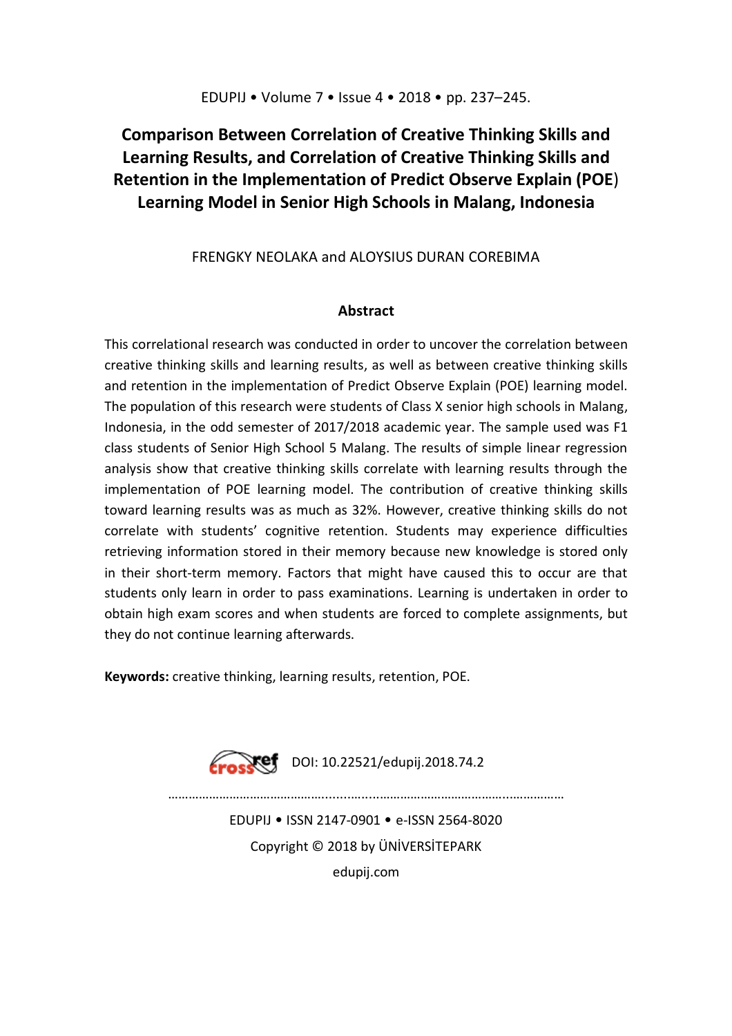# Comparison Between Correlation of Creative Thinking Skills and Learning Results, and Correlation of Creative Thinking Skills and Retention in the Implementation of Predict Observe Explain (POE) Learning Model in Senior High Schools in Malang, Indonesia

FRENGKY NEOLAKA and ALOYSIUS DURAN COREBIMA

## Abstract

This correlational research was conducted in order to uncover the correlation between creative thinking skills and learning results, as well as between creative thinking skills and retention in the implementation of Predict Observe Explain (POE) learning model. The population of this research were students of Class X senior high schools in Malang, Indonesia, in the odd semester of 2017/2018 academic year. The sample used was F1 class students of Senior High School 5 Malang. The results of simple linear regression analysis show that creative thinking skills correlate with learning results through the implementation of POE learning model. The contribution of creative thinking skills toward learning results was as much as 32%. However, creative thinking skills do not correlate with students' cognitive retention. Students may experience difficulties retrieving information stored in their memory because new knowledge is stored only in their short-term memory. Factors that might have caused this to occur are that students only learn in order to pass examinations. Learning is undertaken in order to obtain high exam scores and when students are forced to complete assignments, but they do not continue learning afterwards.

**Keywords:** creative thinking, learning results, retention, POE.

DOI: 10.22521/edupij.2018.74.2

EDUPIJ • ISSN 2147-0901 • e-ISSN 2564-8020

Copyright © 2018 by ÜNİVERSİTEPARK

edupij.com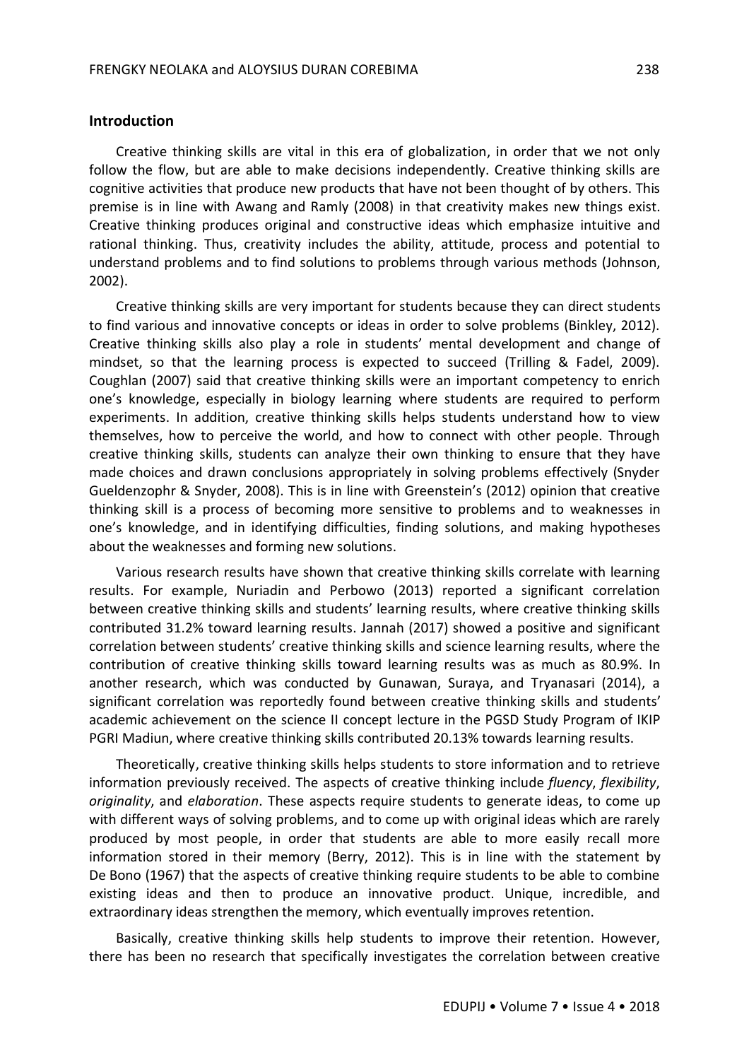## Introduction

Creative thinking skills are vital in this era of globalization, in order that we not only follow the flow, but are able to make decisions independently. Creative thinking skills are cognitive activities that produce new products that have not been thought of by others. This premise is in line with Awang and Ramly (2008) in that creativity makes new things exist. Creative thinking produces original and constructive ideas which emphasize intuitive and rational thinking. Thus, creativity includes the ability, attitude, process and potential to understand problems and to find solutions to problems through various methods (Johnson, 2002).

Creative thinking skills are very important for students because they can direct students to find various and innovative concepts or ideas in order to solve problems (Binkley, 2012). Creative thinking skills also play a role in students' mental development and change of mindset, so that the learning process is expected to succeed (Trilling & Fadel, 2009). Coughlan (2007) said that creative thinking skills were an important competency to enrich one's knowledge, especially in biology learning where students are required to perform experiments. In addition, creative thinking skills helps students understand how to view themselves, how to perceive the world, and how to connect with other people. Through creative thinking skills, students can analyze their own thinking to ensure that they have made choices and drawn conclusions appropriately in solving problems effectively (Snyder Gueldenzophr & Snyder, 2008). This is in line with Greenstein's (2012) opinion that creative thinking skill is a process of becoming more sensitive to problems and to weaknesses in one's knowledge, and in identifying difficulties, finding solutions, and making hypotheses about the weaknesses and forming new solutions.

Various research results have shown that creative thinking skills correlate with learning results. For example, Nuriadin and Perbowo (2013) reported a significant correlation between creative thinking skills and students' learning results, where creative thinking skills contributed 31.2% toward learning results. Jannah (2017) showed a positive and significant correlation between students' creative thinking skills and science learning results, where the contribution of creative thinking skills toward learning results was as much as 80.9%. In another research, which was conducted by Gunawan, Suraya, and Tryanasari (2014), a significant correlation was reportedly found between creative thinking skills and students' academic achievement on the science II concept lecture in the PGSD Study Program of IKIP PGRI Madiun, where creative thinking skills contributed 20.13% towards learning results.

Theoretically, creative thinking skills helps students to store information and to retrieve information previously received. The aspects of creative thinking include *fluency*, *flexibility*, *originality*, and *elaboration*. These aspects require students to generate ideas, to come up with different ways of solving problems, and to come up with original ideas which are rarely produced by most people, in order that students are able to more easily recall more information stored in their memory (Berry, 2012). This is in line with the statement by De Bono (1967) that the aspects of creative thinking require students to be able to combine existing ideas and then to produce an innovative product. Unique, incredible, and extraordinary ideas strengthen the memory, which eventually improves retention.

Basically, creative thinking skills help students to improve their retention. However, there has been no research that specifically investigates the correlation between creative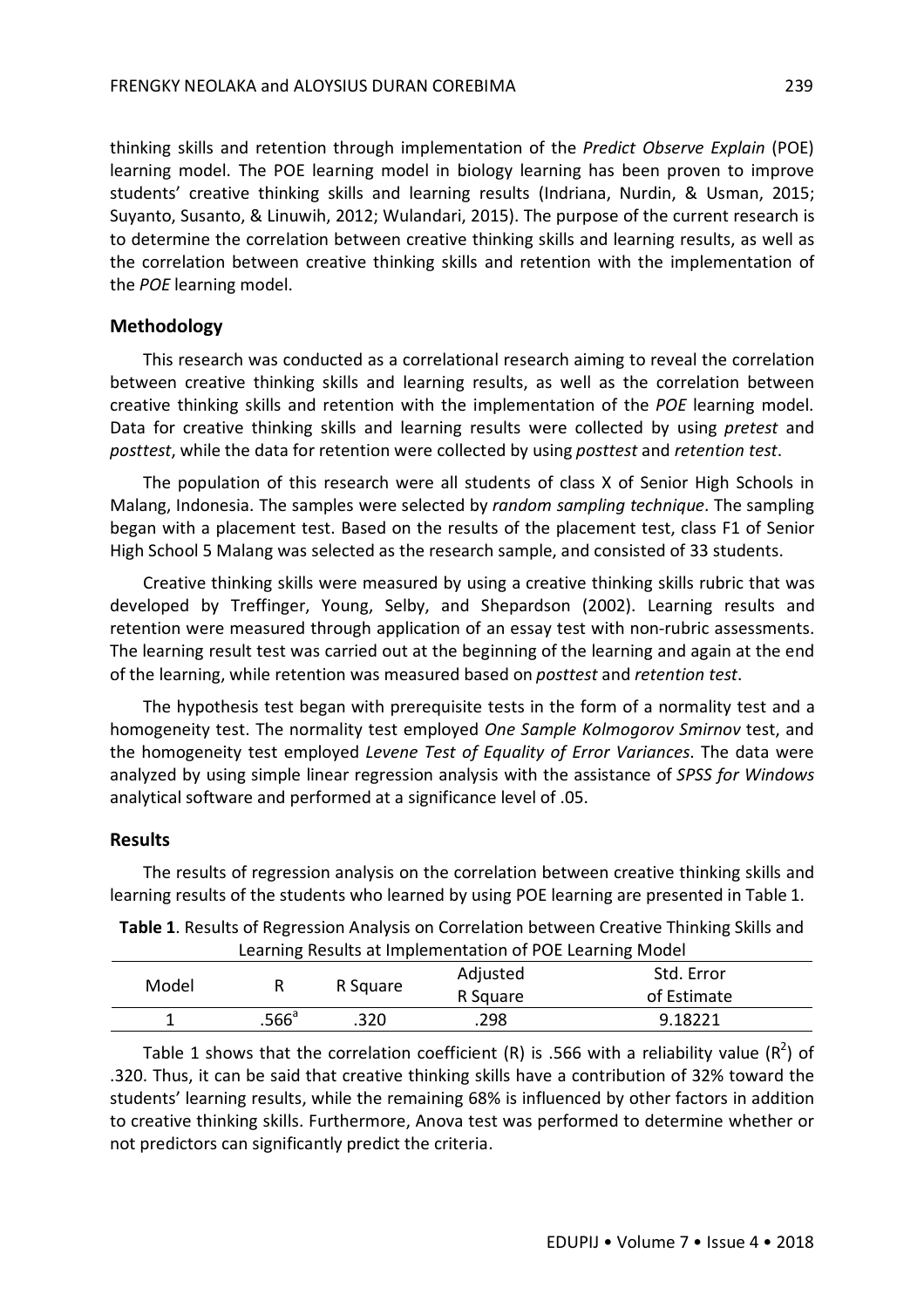thinking skills and retention through implementation of the *Predict Observe Explain* (POE) learning model. The POE learning model in biology learning has been proven to improve students' creative thinking skills and learning results (Indriana, Nurdin, & Usman, 2015; Suyanto, Susanto, & Linuwih, 2012; Wulandari, 2015). The purpose of the current research is to determine the correlation between creative thinking skills and learning results, as well as the correlation between creative thinking skills and retention with the implementation of the *POE* learning model.

## Methodology

This research was conducted as a correlational research aiming to reveal the correlation between creative thinking skills and learning results, as well as the correlation between creative thinking skills and retention with the implementation of the *POE* learning model. Data for creative thinking skills and learning results were collected by using *pretest* and *posttest*, while the data for retention were collected by using *posttest* and *retention test*.

The population of this research were all students of class X of Senior High Schools in Malang, Indonesia. The samples were selected by *random sampling technique*. The sampling began with a placement test. Based on the results of the placement test, class F1 of Senior High School 5 Malang was selected as the research sample, and consisted of 33 students.

Creative thinking skills were measured by using a creative thinking skills rubric that was developed by Treffinger, Young, Selby, and Shepardson (2002). Learning results and retention were measured through application of an essay test with non-rubric assessments. The learning result test was carried out at the beginning of the learning and again at the end of the learning, while retention was measured based on *posttest* and *retention test*.

The hypothesis test began with prerequisite tests in the form of a normality test and a homogeneity test. The normality test employed *One Sample Kolmogorov Smirnov* test, and the homogeneity test employed *Levene Test of Equality of Error Variances*. The data were analyzed by using simple linear regression analysis with the assistance of *SPSS for Windows* analytical software and performed at a significance level of .05.

## Results

The results of regression analysis on the correlation between creative thinking skills and learning results of the students who learned by using POE learning are presented in Table 1.

**Table 1**. Results of Regression Analysis on Correlation between Creative Thinking Skills and Learning Results at Implementation of POE Learning Model

| Model | R | R Square | Adjusted R Square | Std. Error of Estimate |
|---|---|---|---|---|
| 1 | .566[a] | .320 | .298 | 9.18221 |

Table 1 shows that the correlation coefficient (R) is .566 with a reliability value ($R^2$) of .320. Thus, it can be said that creative thinking skills have a contribution of 32% toward the students' learning results, while the remaining 68% is influenced by other factors in addition to creative thinking skills. Furthermore, Anova test was performed to determine whether or not predictors can significantly predict the criteria.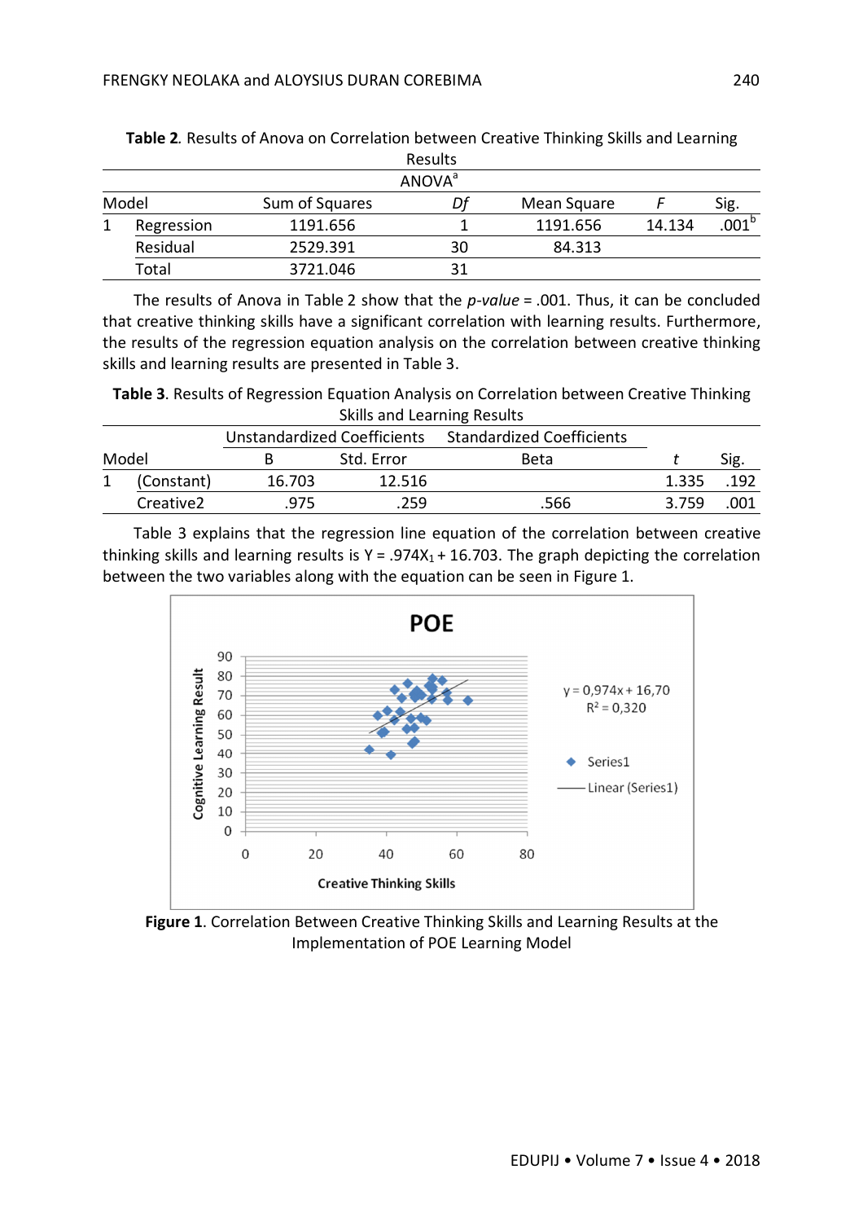**Table 2.** Results of Anova on Correlation between Creative Thinking Skills and Learning Results

ANOVA[a]

| Model | | Sum of Squares | *Df* | Mean Square | *F* | Sig. |
|---|---|---|---|---|---|---|
| 1 | Regression | 1191.656 | 1 | 1191.656 | 14.134 | .001[b] |
| | Residual | 2529.391 | 30 | 84.313 | | |
| | Total | 3721.046 | 31 | | | |

The results of Anova in Table 2 show that the *p-value* = .001. Thus, it can be concluded that creative thinking skills have a significant correlation with learning results. Furthermore, the results of the regression equation analysis on the correlation between creative thinking skills and learning results are presented in Table 3.

**Table 3**. Results of Regression Equation Analysis on Correlation between Creative Thinking Skills and Learning Results

| Model | | Unstandardized Coefficients | | Standardized Coefficients | | |
|---|---|---|---|---|---|---|
| | | B | Std. Error | Beta | *t* | Sig. |
| 1 | (Constant) | 16.703 | 12.516 | | 1.335 | .192 |
| | Creative2 | .975 | .259 | .566 | 3.759 | .001 |

Table 3 explains that the regression line equation of the correlation between creative thinking skills and learning results is $Y = .974X_1 + 16.703$. The graph depicting the correlation between the two variables along with the equation can be seen in Figure 1.

**Figure 1**. Correlation Between Creative Thinking Skills and Learning Results at the Implementation of POE Learning Model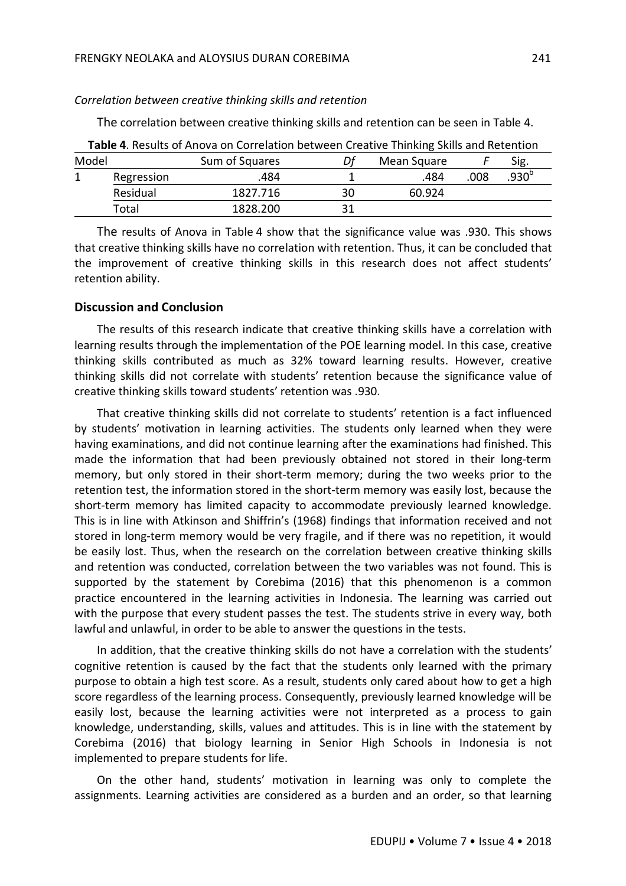*Correlation between creative thinking skills and retention*

The correlation between creative thinking skills and retention can be seen in Table 4.

**Table 4**. Results of Anova on Correlation between Creative Thinking Skills and Retention

| Model | | Sum of Squares | Df | Mean Square | F | Sig. |
|---|---|---|---|---|---|---|
| 1 | Regression | .484 | 1 | .484 | .008 | .930[b] |
| | Residual | 1827.716 | 30 | 60.924 | | |
| | Total | 1828.200 | 31 | | | |

The results of Anova in Table 4 show that the significance value was .930. This shows that creative thinking skills have no correlation with retention. Thus, it can be concluded that the improvement of creative thinking skills in this research does not affect students' retention ability.

## Discussion and Conclusion

The results of this research indicate that creative thinking skills have a correlation with learning results through the implementation of the POE learning model. In this case, creative thinking skills contributed as much as 32% toward learning results. However, creative thinking skills did not correlate with students' retention because the significance value of creative thinking skills toward students' retention was .930.

That creative thinking skills did not correlate to students' retention is a fact influenced by students' motivation in learning activities. The students only learned when they were having examinations, and did not continue learning after the examinations had finished. This made the information that had been previously obtained not stored in their long-term memory, but only stored in their short-term memory; during the two weeks prior to the retention test, the information stored in the short-term memory was easily lost, because the short-term memory has limited capacity to accommodate previously learned knowledge. This is in line with Atkinson and Shiffrin's (1968) findings that information received and not stored in long-term memory would be very fragile, and if there was no repetition, it would be easily lost. Thus, when the research on the correlation between creative thinking skills and retention was conducted, correlation between the two variables was not found. This is supported by the statement by Corebima (2016) that this phenomenon is a common practice encountered in the learning activities in Indonesia. The learning was carried out with the purpose that every student passes the test. The students strive in every way, both lawful and unlawful, in order to be able to answer the questions in the tests.

In addition, that the creative thinking skills do not have a correlation with the students' cognitive retention is caused by the fact that the students only learned with the primary purpose to obtain a high test score. As a result, students only cared about how to get a high score regardless of the learning process. Consequently, previously learned knowledge will be easily lost, because the learning activities were not interpreted as a process to gain knowledge, understanding, skills, values and attitudes. This is in line with the statement by Corebima (2016) that biology learning in Senior High Schools in Indonesia is not implemented to prepare students for life.

On the other hand, students' motivation in learning was only to complete the assignments. Learning activities are considered as a burden and an order, so that learning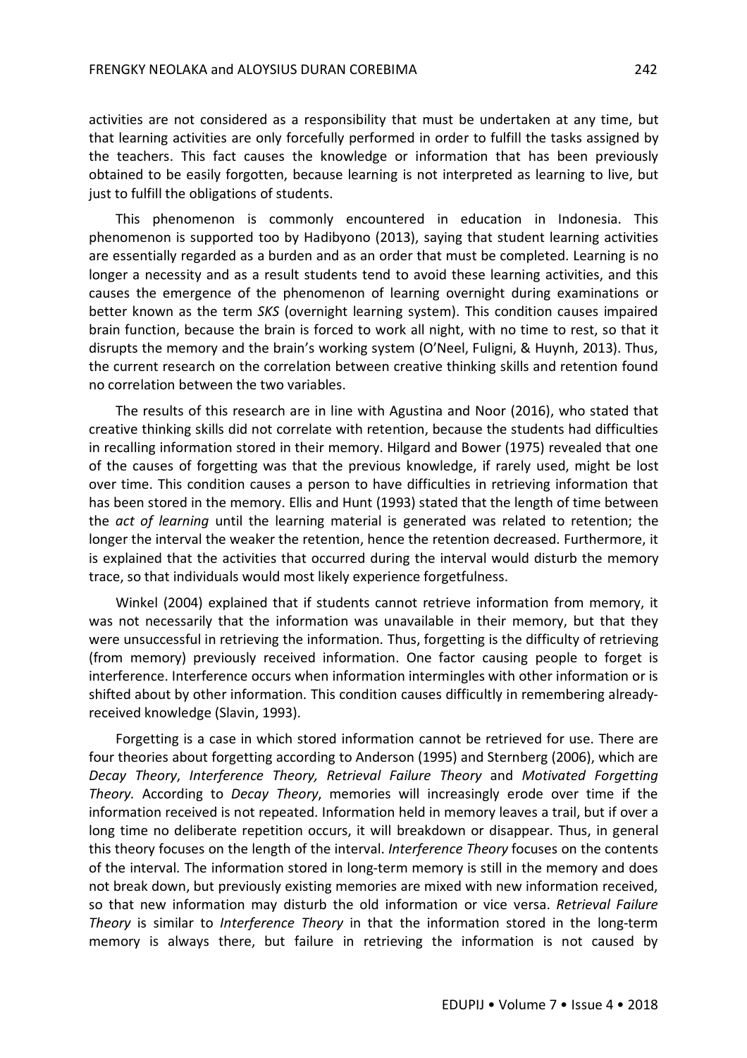activities are not considered as a responsibility that must be undertaken at any time, but that learning activities are only forcefully performed in order to fulfill the tasks assigned by the teachers. This fact causes the knowledge or information that has been previously obtained to be easily forgotten, because learning is not interpreted as learning to live, but just to fulfill the obligations of students.

This phenomenon is commonly encountered in education in Indonesia. This phenomenon is supported too by Hadibyono (2013), saying that student learning activities are essentially regarded as a burden and as an order that must be completed. Learning is no longer a necessity and as a result students tend to avoid these learning activities, and this causes the emergence of the phenomenon of learning overnight during examinations or better known as the term *SKS* (overnight learning system). This condition causes impaired brain function, because the brain is forced to work all night, with no time to rest, so that it disrupts the memory and the brain's working system (O'Neel, Fuligni, & Huynh, 2013). Thus, the current research on the correlation between creative thinking skills and retention found no correlation between the two variables.

The results of this research are in line with Agustina and Noor (2016), who stated that creative thinking skills did not correlate with retention, because the students had difficulties in recalling information stored in their memory. Hilgard and Bower (1975) revealed that one of the causes of forgetting was that the previous knowledge, if rarely used, might be lost over time. This condition causes a person to have difficulties in retrieving information that has been stored in the memory. Ellis and Hunt (1993) stated that the length of time between the *act of learning* until the learning material is generated was related to retention; the longer the interval the weaker the retention, hence the retention decreased. Furthermore, it is explained that the activities that occurred during the interval would disturb the memory trace, so that individuals would most likely experience forgetfulness.

Winkel (2004) explained that if students cannot retrieve information from memory, it was not necessarily that the information was unavailable in their memory, but that they were unsuccessful in retrieving the information. Thus, forgetting is the difficulty of retrieving (from memory) previously received information. One factor causing people to forget is interference. Interference occurs when information intermingles with other information or is shifted about by other information. This condition causes difficultly in remembering already-received knowledge (Slavin, 1993).

Forgetting is a case in which stored information cannot be retrieved for use. There are four theories about forgetting according to Anderson (1995) and Sternberg (2006), which are *Decay Theory*, *Interference Theory, Retrieval Failure Theory* and *Motivated Forgetting Theory.* According to *Decay Theory*, memories will increasingly erode over time if the information received is not repeated. Information held in memory leaves a trail, but if over a long time no deliberate repetition occurs, it will breakdown or disappear. Thus, in general this theory focuses on the length of the interval. *Interference Theory* focuses on the contents of the interval. The information stored in long-term memory is still in the memory and does not break down, but previously existing memories are mixed with new information received, so that new information may disturb the old information or vice versa. *Retrieval Failure Theory* is similar to *Interference Theory* in that the information stored in the long-term memory is always there, but failure in retrieving the information is not caused by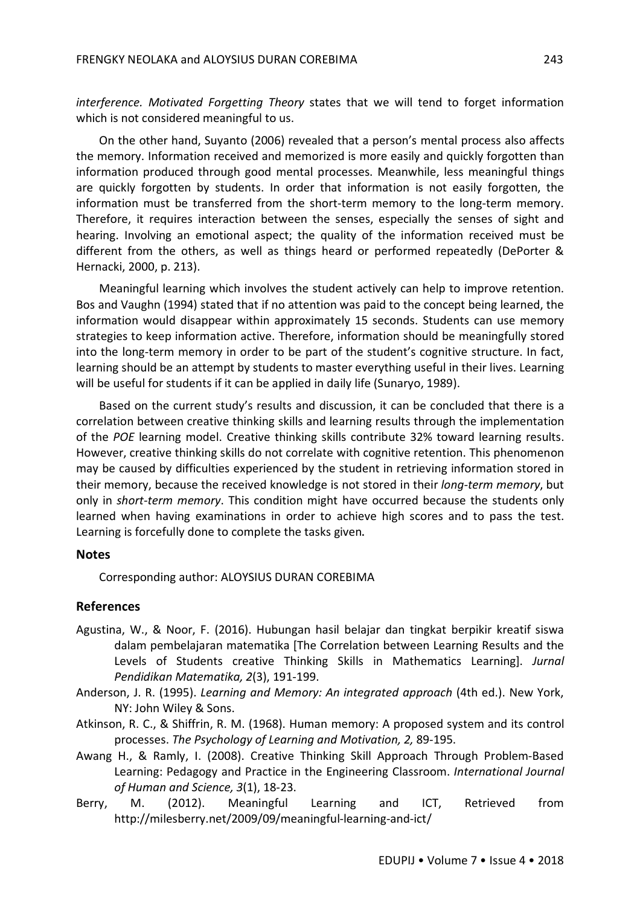*interference. Motivated Forgetting Theory* states that we will tend to forget information which is not considered meaningful to us.

On the other hand, Suyanto (2006) revealed that a person's mental process also affects the memory. Information received and memorized is more easily and quickly forgotten than information produced through good mental processes. Meanwhile, less meaningful things are quickly forgotten by students. In order that information is not easily forgotten, the information must be transferred from the short-term memory to the long-term memory. Therefore, it requires interaction between the senses, especially the senses of sight and hearing. Involving an emotional aspect; the quality of the information received must be different from the others, as well as things heard or performed repeatedly (DePorter & Hernacki, 2000, p. 213).

Meaningful learning which involves the student actively can help to improve retention. Bos and Vaughn (1994) stated that if no attention was paid to the concept being learned, the information would disappear within approximately 15 seconds. Students can use memory strategies to keep information active. Therefore, information should be meaningfully stored into the long-term memory in order to be part of the student's cognitive structure. In fact, learning should be an attempt by students to master everything useful in their lives. Learning will be useful for students if it can be applied in daily life (Sunaryo, 1989).

Based on the current study's results and discussion, it can be concluded that there is a correlation between creative thinking skills and learning results through the implementation of the *POE* learning model. Creative thinking skills contribute 32% toward learning results. However, creative thinking skills do not correlate with cognitive retention. This phenomenon may be caused by difficulties experienced by the student in retrieving information stored in their memory, because the received knowledge is not stored in their *long-term memory*, but only in *short-term memory*. This condition might have occurred because the students only learned when having examinations in order to achieve high scores and to pass the test. Learning is forcefully done to complete the tasks given.

## Notes

Corresponding author: ALOYSIUS DURAN COREBIMA

## References

Agustina, W., & Noor, F. (2016). Hubungan hasil belajar dan tingkat berpikir kreatif siswa dalam pembelajaran matematika [The Correlation between Learning Results and the Levels of Students creative Thinking Skills in Mathematics Learning]. *Jurnal Pendidikan Matematika, 2*(3), 191-199.

Anderson, J. R. (1995). *Learning and Memory: An integrated approach* (4th ed.). New York, NY: John Wiley & Sons.

Atkinson, R. C., & Shiffrin, R. M. (1968). Human memory: A proposed system and its control processes. *The Psychology of Learning and Motivation, 2,* 89-195.

Awang H., & Ramly, I. (2008). Creative Thinking Skill Approach Through Problem-Based Learning: Pedagogy and Practice in the Engineering Classroom. *International Journal of Human and Science, 3*(1), 18-23.

Berry, M. (2012). Meaningful Learning and ICT, Retrieved from http://milesberry.net/2009/09/meaningful-learning-and-ict/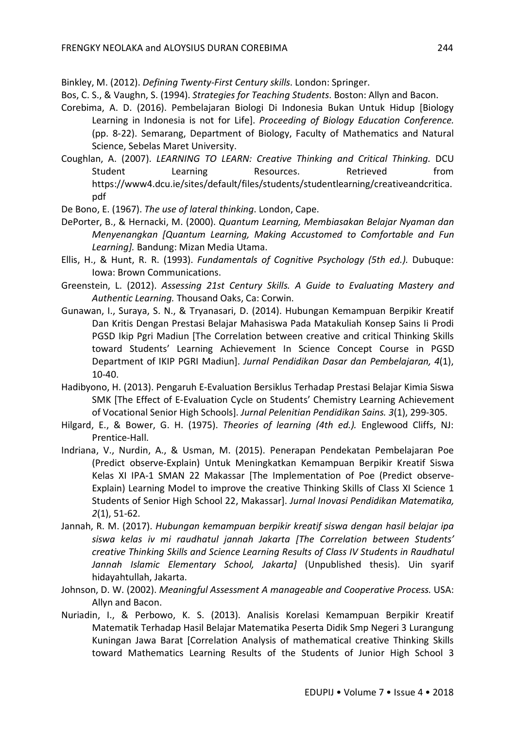Binkley, M. (2012). *Defining Twenty-First Century skills*. London: Springer.

Bos, C. S., & Vaughn, S. (1994). *Strategies for Teaching Students*. Boston: Allyn and Bacon.

Corebima, A. D. (2016). Pembelajaran Biologi Di Indonesia Bukan Untuk Hidup [Biology Learning in Indonesia is not for Life]. *Proceeding of Biology Education Conference.* (pp. 8-22). Semarang, Department of Biology, Faculty of Mathematics and Natural Science, Sebelas Maret University.

Coughlan, A. (2007). *LEARNING TO LEARN: Creative Thinking and Critical Thinking.* DCU Student Learning Resources. Retrieved from https://www4.dcu.ie/sites/default/files/students/studentlearning/creativeandcritica.pdf

De Bono, E. (1967). *The use of lateral thinking*. London, Cape.

DePorter, B., & Hernacki, M. (2000). *Quantum Learning, Membiasakan Belajar Nyaman dan Menyenangkan [Quantum Learning, Making Accustomed to Comfortable and Fun Learning].* Bandung: Mizan Media Utama.

Ellis, H., & Hunt, R. R. (1993). *Fundamentals of Cognitive Psychology (5th ed.).* Dubuque: Iowa: Brown Communications.

Greenstein, L. (2012). *Assessing 21st Century Skills. A Guide to Evaluating Mastery and Authentic Learning.* Thousand Oaks, Ca: Corwin.

Gunawan, I., Suraya, S. N., & Tryanasari, D. (2014). Hubungan Kemampuan Berpikir Kreatif Dan Kritis Dengan Prestasi Belajar Mahasiswa Pada Matakuliah Konsep Sains Ii Prodi PGSD Ikip Pgri Madiun [The Correlation between creative and critical Thinking Skills toward Students' Learning Achievement In Science Concept Course in PGSD Department of IKIP PGRI Madiun]. *Jurnal Pendidikan Dasar dan Pembelajaran, 4*(1), 10-40.

Hadibyono, H. (2013). Pengaruh E-Evaluation Bersiklus Terhadap Prestasi Belajar Kimia Siswa SMK [The Effect of E-Evaluation Cycle on Students' Chemistry Learning Achievement of Vocational Senior High Schools]. *Jurnal Pelenitian Pendidikan Sains. 3*(1), 299-305.

Hilgard, E., & Bower, G. H. (1975). *Theories of learning (4th ed.).* Englewood Cliffs, NJ: Prentice-Hall.

Indriana, V., Nurdin, A., & Usman, M. (2015). Penerapan Pendekatan Pembelajaran Poe (Predict observe-Explain) Untuk Meningkatkan Kemampuan Berpikir Kreatif Siswa Kelas XI IPA-1 SMAN 22 Makassar [The Implementation of Poe (Predict observe-Explain) Learning Model to improve the creative Thinking Skills of Class XI Science 1 Students of Senior High School 22, Makassar]. *Jurnal Inovasi Pendidikan Matematika, 2*(1), 51-62.

Jannah, R. M. (2017). *Hubungan kemampuan berpikir kreatif siswa dengan hasil belajar ipa siswa kelas iv mi raudhatul jannah Jakarta [The Correlation between Students' creative Thinking Skills and Science Learning Results of Class IV Students in Raudhatul Jannah Islamic Elementary School, Jakarta]* (Unpublished thesis). Uin syarif hidayahtullah, Jakarta.

Johnson, D. W. (2002). *Meaningful Assessment A manageable and Cooperative Process.* USA: Allyn and Bacon.

Nuriadin, I., & Perbowo, K. S. (2013). Analisis Korelasi Kemampuan Berpikir Kreatif Matematik Terhadap Hasil Belajar Matematika Peserta Didik Smp Negeri 3 Lurangung Kuningan Jawa Barat [Correlation Analysis of mathematical creative Thinking Skills toward Mathematics Learning Results of the Students of Junior High School 3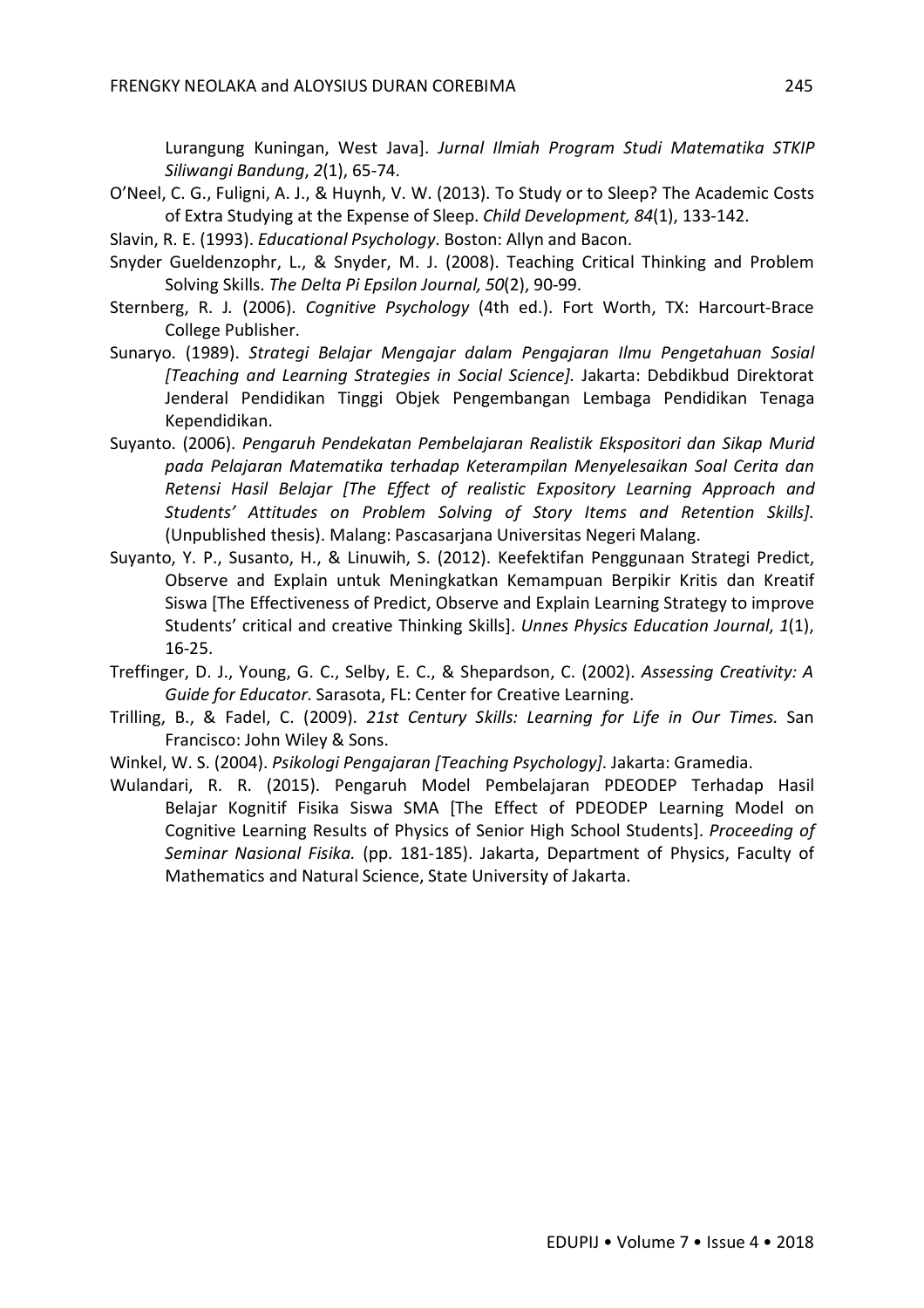Lurangung Kuningan, West Java]. *Jurnal Ilmiah Program Studi Matematika STKIP Siliwangi Bandung*, *2*(1), 65-74.

O'Neel, C. G., Fuligni, A. J., & Huynh, V. W. (2013). To Study or to Sleep? The Academic Costs of Extra Studying at the Expense of Sleep. *Child Development, 84*(1), 133-142.

Slavin, R. E. (1993). *Educational Psychology*. Boston: Allyn and Bacon.

Snyder Gueldenzophr, L., & Snyder, M. J. (2008). Teaching Critical Thinking and Problem Solving Skills. *The Delta Pi Epsilon Journal, 50*(2), 90-99.

Sternberg, R. J. (2006). *Cognitive Psychology* (4th ed.). Fort Worth, TX: Harcourt-Brace College Publisher.

Sunaryo. (1989). *Strategi Belajar Mengajar dalam Pengajaran Ilmu Pengetahuan Sosial [Teaching and Learning Strategies in Social Science].* Jakarta: Debdikbud Direktorat Jenderal Pendidikan Tinggi Objek Pengembangan Lembaga Pendidikan Tenaga Kependidikan.

Suyanto. (2006). *Pengaruh Pendekatan Pembelajaran Realistik Ekspositori dan Sikap Murid pada Pelajaran Matematika terhadap Keterampilan Menyelesaikan Soal Cerita dan Retensi Hasil Belajar [The Effect of realistic Expository Learning Approach and Students' Attitudes on Problem Solving of Story Items and Retention Skills]*. (Unpublished thesis). Malang: Pascasarjana Universitas Negeri Malang.

Suyanto, Y. P., Susanto, H., & Linuwih, S. (2012). Keefektifan Penggunaan Strategi Predict, Observe and Explain untuk Meningkatkan Kemampuan Berpikir Kritis dan Kreatif Siswa [The Effectiveness of Predict, Observe and Explain Learning Strategy to improve Students' critical and creative Thinking Skills]. *Unnes Physics Education Journal*, *1*(1), 16-25.

Treffinger, D. J., Young, G. C., Selby, E. C., & Shepardson, C. (2002). *Assessing Creativity: A Guide for Educator*. Sarasota, FL: Center for Creative Learning.

Trilling, B., & Fadel, C. (2009). *21st Century Skills: Learning for Life in Our Times*. San Francisco: John Wiley & Sons.

Winkel, W. S. (2004). *Psikologi Pengajaran [Teaching Psychology]*. Jakarta: Gramedia.

Wulandari, R. R. (2015). Pengaruh Model Pembelajaran PDEODEP Terhadap Hasil Belajar Kognitif Fisika Siswa SMA [The Effect of PDEODEP Learning Model on Cognitive Learning Results of Physics of Senior High School Students]. *Proceeding of Seminar Nasional Fisika.* (pp. 181-185). Jakarta, Department of Physics, Faculty of Mathematics and Natural Science, State University of Jakarta.